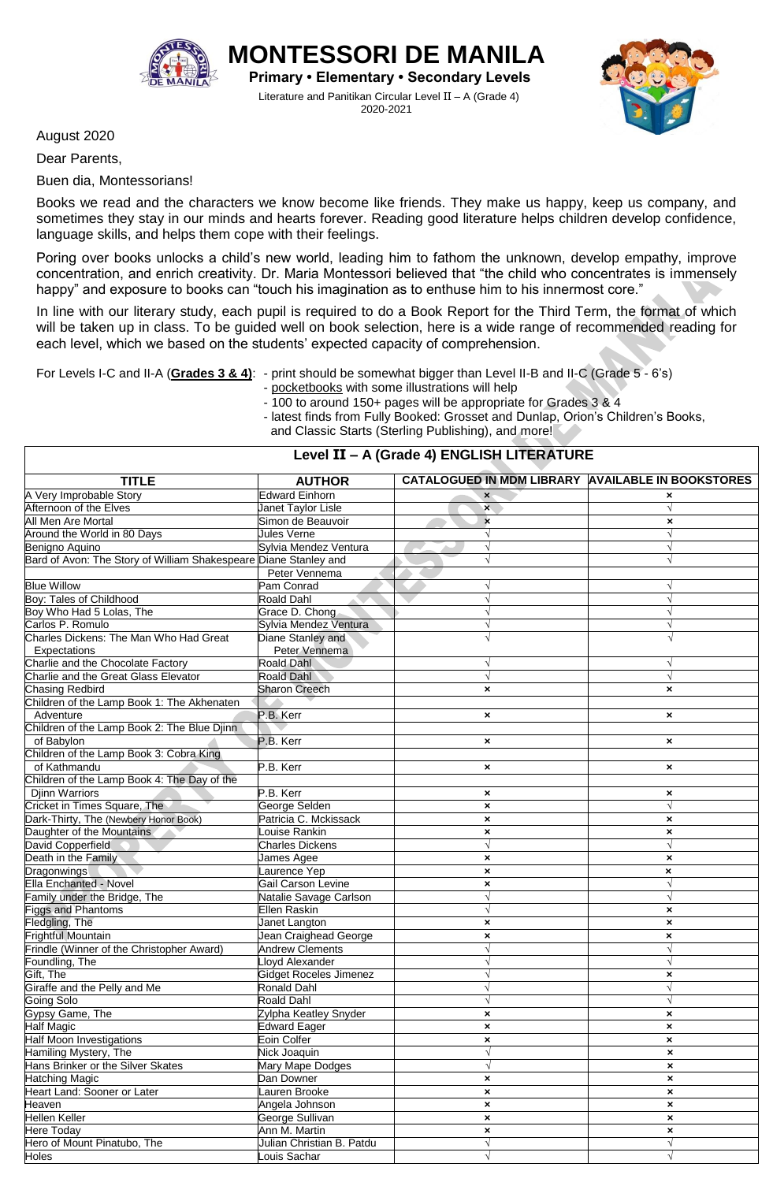# MONTESSORI DE MANILA

**Primary • Elementary • Secondary Levels**

Literature and Panitikan Circular Level II – A (Grade 4)
2020-2021

August 2020

Dear Parents,

Buen dia, Montessorians!

Books we read and the characters we know become like friends. They make us happy, keep us company, and sometimes they stay in our minds and hearts forever. Reading good literature helps children develop confidence, language skills, and helps them cope with their feelings.

Poring over books unlocks a child's new world, leading him to fathom the unknown, develop empathy, improve concentration, and enrich creativity. Dr. Maria Montessori believed that "the child who concentrates is immensely happy" and exposure to books can "touch his imagination as to enthuse him to his innermost core."

In line with our literary study, each pupil is required to do a Book Report for the Third Term, the format of which will be taken up in class. To be guided well on book selection, here is a wide range of recommended reading for each level, which we based on the students' expected capacity of comprehension.

For Levels I-C and II-A (**Grades 3 & 4**):
- print should be somewhat bigger than Level II-B and II-C (Grade 5 - 6's)
- pocketbooks with some illustrations will help
- 100 to around 150+ pages will be appropriate for Grades 3 & 4
- latest finds from Fully Booked: Grosset and Dunlap, Orion's Children's Books, and Classic Starts (Sterling Publishing), and more!

## Level II – A (Grade 4) ENGLISH LITERATURE

| TITLE | AUTHOR | CATALOGUED IN MDM LIBRARY | AVAILABLE IN BOOKSTORES |
|---|---|---|---|
| A Very Improbable Story | Edward Einhorn | × | × |
| Afternoon of the Elves | Janet Taylor Lisle | × | √ |
| All Men Are Mortal | Simon de Beauvoir | × | × |
| Around the World in 80 Days | Jules Verne | √ | √ |
| Benigno Aquino | Sylvia Mendez Ventura | √ | √ |
| Bard of Avon: The Story of William Shakespeare | Diane Stanley and Peter Vennema | √ | √ |
| Blue Willow | Pam Conrad | √ | √ |
| Boy: Tales of Childhood | Roald Dahl | √ | √ |
| Boy Who Had 5 Lolas, The | Grace D. Chong | √ | √ |
| Carlos P. Romulo | Sylvia Mendez Ventura | √ | √ |
| Charles Dickens: The Man Who Had Great Expectations | Diane Stanley and Peter Vennema | √ | √ |
| Charlie and the Chocolate Factory | Roald Dahl | √ | √ |
| Charlie and the Great Glass Elevator | Roald Dahl | √ | √ |
| Chasing Redbird | Sharon Creech | × | × |
| Children of the Lamp Book 1: The Akhenaten Adventure | P.B. Kerr | × | × |
| Children of the Lamp Book 2: The Blue Djinn of Babylon | P.B. Kerr | × | × |
| Children of the Lamp Book 3: Cobra King of Kathmandu | P.B. Kerr | × | × |
| Children of the Lamp Book 4: The Day of the Djinn Warriors | P.B. Kerr | × | × |
| Cricket in Times Square, The | George Selden | × | √ |
| Dark-Thirty, The (Newbery Honor Book) | Patricia C. Mckissack | × | × |
| Daughter of the Mountains | Louise Rankin | × | × |
| David Copperfield | Charles Dickens | √ | √ |
| Death in the Family | James Agee | × | × |
| Dragonwings | Laurence Yep | × | × |
| Ella Enchanted - Novel | Gail Carson Levine | × | √ |
| Family under the Bridge, The | Natalie Savage Carlson | √ | √ |
| Figgs and Phantoms | Ellen Raskin | √ | × |
| Fledgling, The | Janet Langton | × | × |
| Frightful Mountain | Jean Craighead George | × | × |
| Frindle (Winner of the Christopher Award) | Andrew Clements | √ | √ |
| Foundling, The | Lloyd Alexander | √ | √ |
| Gift, The | Gidget Roceles Jimenez | √ | × |
| Giraffe and the Pelly and Me | Ronald Dahl | √ | √ |
| Going Solo | Roald Dahl | √ | √ |
| Gypsy Game, The | Zylpha Keatley Snyder | × | × |
| Half Magic | Edward Eager | × | × |
| Half Moon Investigations | Eoin Colfer | × | × |
| Hamiling Mystery, The | Nick Joaquin | √ | × |
| Hans Brinker or the Silver Skates | Mary Mape Dodges | √ | × |
| Hatching Magic | Dan Downer | × | × |
| Heart Land: Sooner or Later | Lauren Brooke | × | × |
| Heaven | Angela Johnson | × | × |
| Hellen Keller | George Sullivan | × | × |
| Here Today | Ann M. Martin | × | × |
| Hero of Mount Pinatubo, The | Julian Christian B. Patdu | √ | √ |
| Holes | Louis Sachar | √ | √ |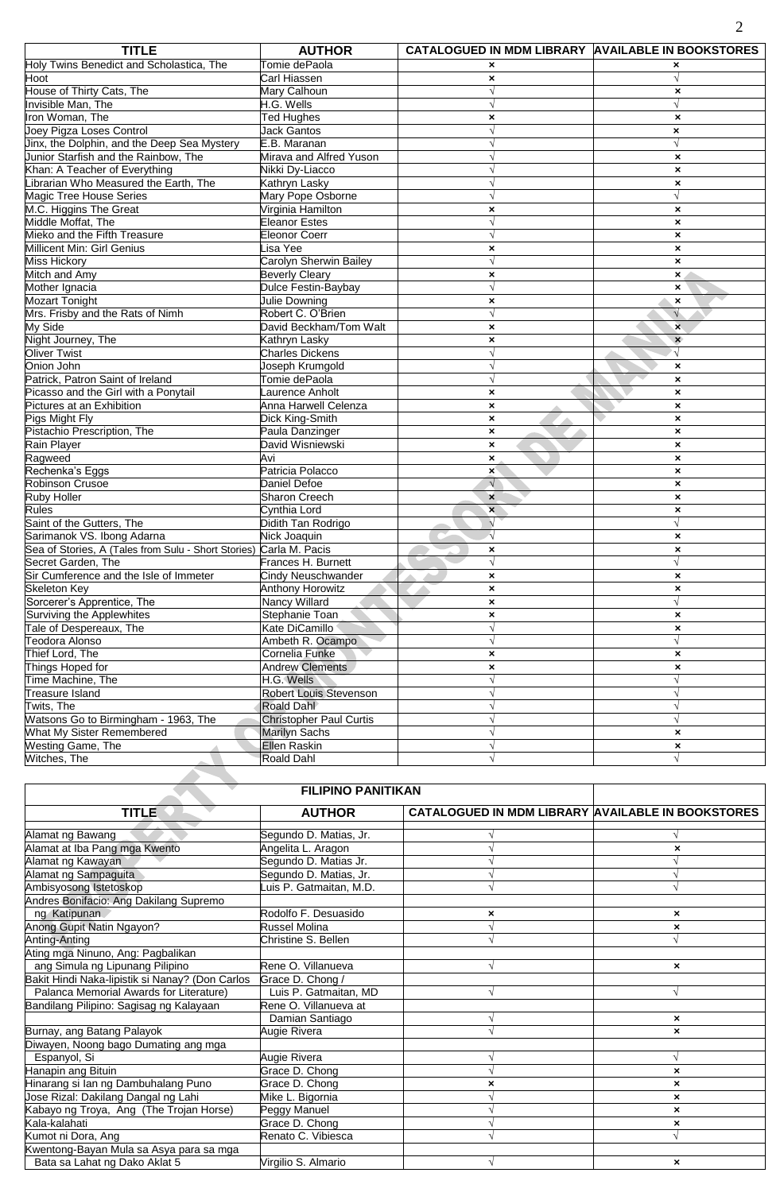| TITLE | AUTHOR | CATALOGUED IN MDM LIBRARY | AVAILABLE IN BOOKSTORES |
|---|---|---|---|
| Holy Twins Benedict and Scholastica, The | Tomie dePaola | × | × |
| Hoot | Carl Hiassen | × | √ |
| House of Thirty Cats, The | Mary Calhoun | √ | × |
| Invisible Man, The | H.G. Wells | √ | √ |
| Iron Woman, The | Ted Hughes | × | × |
| Joey Pigza Loses Control | Jack Gantos | √ | × |
| Jinx, the Dolphin, and the Deep Sea Mystery | E.B. Maranan | √ | √ |
| Junior Starfish and the Rainbow, The | Mirava and Alfred Yuson | √ | × |
| Khan: A Teacher of Everything | Nikki Dy-Liacco | √ | × |
| Librarian Who Measured the Earth, The | Kathryn Lasky | √ | × |
| Magic Tree House Series | Mary Pope Osborne | √ | √ |
| M.C. Higgins The Great | Virginia Hamilton | × | × |
| Middle Moffat, The | Eleanor Estes | √ | × |
| Mieko and the Fifth Treasure | Eleonor Coerr | √ | × |
| Millicent Min: Girl Genius | Lisa Yee | × | × |
| Miss Hickory | Carolyn Sherwin Bailey | √ | × |
| Mitch and Amy | Beverly Cleary | × | × |
| Mother Ignacia | Dulce Festin-Baybay | √ | × |
| Mozart Tonight | Julie Downing | × | × |
| Mrs. Frisby and the Rats of Nimh | Robert C. O'Brien | √ | √ |
| My Side | David Beckham/Tom Walt | × | × |
| Night Journey, The | Kathryn Lasky | × | × |
| Oliver Twist | Charles Dickens | √ | √ |
| Onion John | Joseph Krumgold | √ | × |
| Patrick, Patron Saint of Ireland | Tomie dePaola | √ | × |
| Picasso and the Girl with a Ponytail | Laurence Anholt | × | × |
| Pictures at an Exhibition | Anna Harwell Celenza | × | × |
| Pigs Might Fly | Dick King-Smith | × | × |
| Pistachio Prescription, The | Paula Danzinger | × | × |
| Rain Player | David Wisniewski | × | × |
| Ragweed | Avi | × | × |
| Rechenka's Eggs | Patricia Polacco | × | × |
| Robinson Crusoe | Daniel Defoe | √ | × |
| Ruby Holler | Sharon Creech | × | × |
| Rules | Cynthia Lord | × | × |
| Saint of the Gutters, The | Didith Tan Rodrigo | √ | √ |
| Sarimanok VS. Ibong Adarna | Nick Joaquin | √ | × |
| Sea of Stories, A (Tales from Sulu - Short Stories) | Carla M. Pacis | × | × |
| Secret Garden, The | Frances H. Burnett | √ | √ |
| Sir Cumference and the Isle of Immeter | Cindy Neuschwander | × | × |
| Skeleton Key | Anthony Horowitz | × | × |
| Sorcerer's Apprentice, The | Nancy Willard | × | √ |
| Surviving the Applewhites | Stephanie Toan | × | × |
| Tale of Despereaux, The | Kate DiCamillo | √ | × |
| Teodora Alonso | Ambeth R. Ocampo | √ | √ |
| Thief Lord, The | Cornelia Funke | × | × |
| Things Hoped for | Andrew Clements | × | × |
| Time Machine, The | H.G. Wells | √ | √ |
| Treasure Island | Robert Louis Stevenson | √ | √ |
| Twits, The | Roald Dahl | √ | √ |
| Watsons Go to Birmingham - 1963, The | Christopher Paul Curtis | √ | √ |
| What My Sister Remembered | Marilyn Sachs | √ | × |
| Westing Game, The | Ellen Raskin | √ | × |
| Witches, The | Roald Dahl | √ | √ |

## FILIPINO PANITIKAN

| TITLE | AUTHOR | CATALOGUED IN MDM LIBRARY | AVAILABLE IN BOOKSTORES |
|---|---|---|---|
| Alamat ng Bawang | Segundo D. Matias, Jr. | √ | √ |
| Alamat at Iba Pang mga Kwento | Angelita L. Aragon | √ | × |
| Alamat ng Kawayan | Segundo D. Matias Jr. | √ | √ |
| Alamat ng Sampaguita | Segundo D. Matias, Jr. | √ | √ |
| Ambisyosong Istetoskop | Luis P. Gatmaitan, M.D. | √ | √ |
| Andres Bonifacio: Ang Dakilang Supremo ng Katipunan | Rodolfo F. Desuasido | × | × |
| Anong Gupit Natin Ngayon? | Russel Molina | √ | × |
| Anting-Anting | Christine S. Bellen | √ | √ |
| Ating mga Ninuno, Ang: Pagbalikan ang Simula ng Lipunang Pilipino | Rene O. Villanueva | √ | × |
| Bakit Hindi Naka-lipistik si Nanay? (Don Carlos Palanca Memorial Awards for Literature) | Grace D. Chong / Luis P. Gatmaitan, MD | √ | √ |
| Bandilang Pilipino: Sagisag ng Kalayaan | Rene O. Villanueva at Damian Santiago | √ | × |
| Burnay, ang Batang Palayok | Augie Rivera | √ | × |
| Diwayen, Noong bago Dumating ang mga Espanyol, Si | Augie Rivera | √ | √ |
| Hanapin ang Bituin | Grace D. Chong | √ | × |
| Hinarang si Ian ng Dambuhalang Puno | Grace D. Chong | × | × |
| Jose Rizal: Dakilang Dangal ng Lahi | Mike L. Bigornia | √ | × |
| Kabayo ng Troya, Ang (The Trojan Horse) | Peggy Manuel | √ | × |
| Kala-kalahati | Grace D. Chong | √ | × |
| Kumot ni Dora, Ang | Renato C. Vibiesca | √ | √ |
| Kwentong-Bayan Mula sa Asya para sa mga Bata sa Lahat ng Dako Aklat 5 | Virgilio S. Almario | √ | × |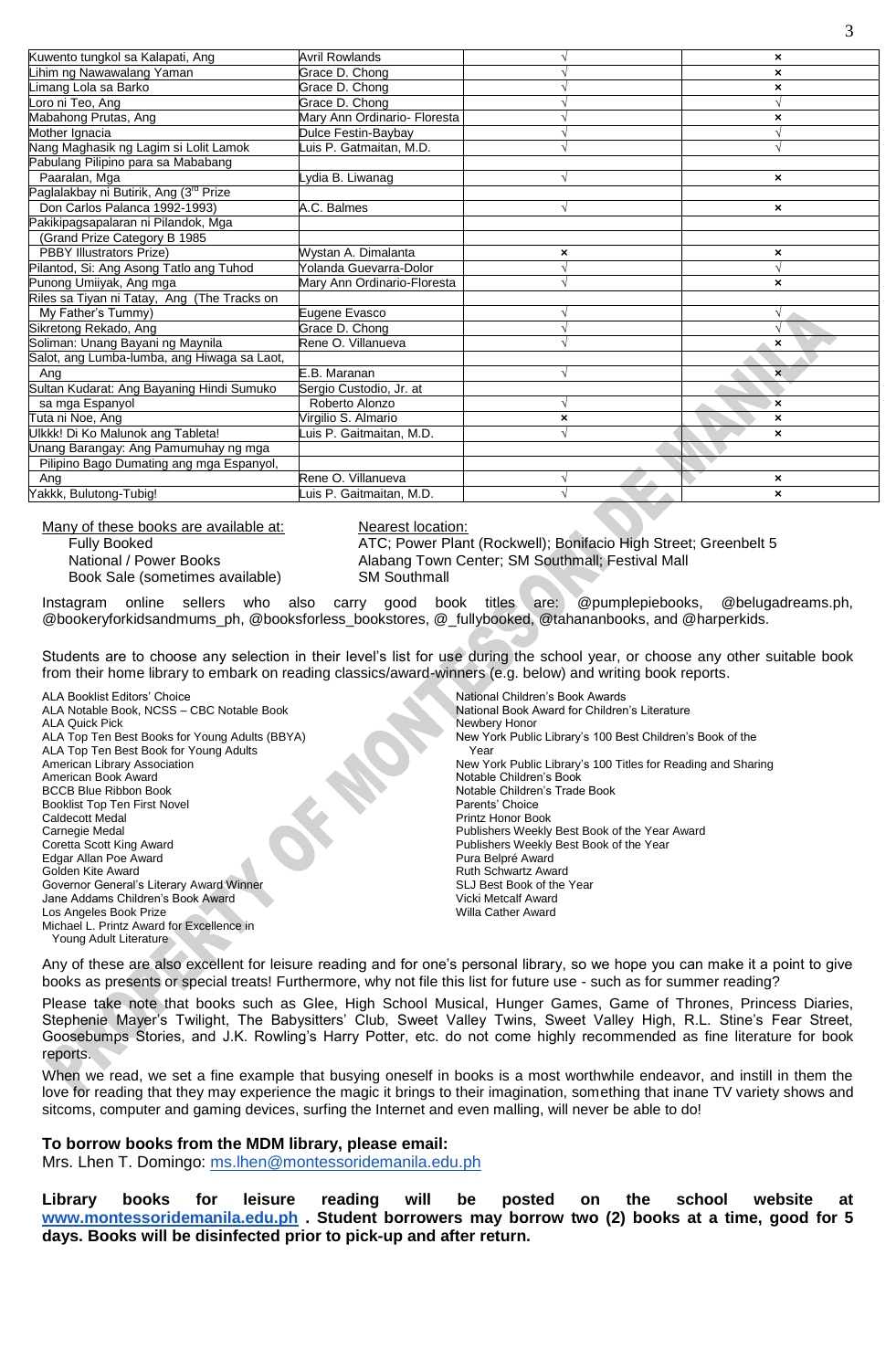| | | | |
|---|---|---|---|
| Kuwento tungkol sa Kalapati, Ang | Avril Rowlands | √ | × |
| Lihim ng Nawawalang Yaman | Grace D. Chong | √ | × |
| Limang Lola sa Barko | Grace D. Chong | √ | × |
| Loro ni Teo, Ang | Grace D. Chong | √ | √ |
| Mabahong Prutas, Ang | Mary Ann Ordinario- Floresta | √ | × |
| Mother Ignacia | Dulce Festin-Baybay | √ | √ |
| Nang Maghasik ng Lagim si Lolit Lamok | Luis P. Gatmaitan, M.D. | √ | √ |
| Pabulang Pilipino para sa Mababang Paaralan, Mga | Lydia B. Liwanag | √ | × |
| Paglalakbay ni Butirik, Ang (3rd Prize Don Carlos Palanca 1992-1993) | A.C. Balmes | √ | × |
| Pakikipagsapalaran ni Pilandok, Mga (Grand Prize Category B 1985 PBBY Illustrators Prize) | Wystan A. Dimalanta | × | × |
| Pilantod, Si: Ang Asong Tatlo ang Tuhod | Yolanda Guevarra-Dolor | √ | √ |
| Punong Umiiyak, Ang mga | Mary Ann Ordinario-Floresta | √ | × |
| Riles sa Tiyan ni Tatay, Ang (The Tracks on My Father's Tummy) | Eugene Evasco | √ | √ |
| Sikretong Rekado, Ang | Grace D. Chong | √ | √ |
| Soliman: Unang Bayani ng Maynila | Rene O. Villanueva | √ | × |
| Salot, ang Lumba-lumba, ang Hiwaga sa Laot, Ang | E.B. Maranan | √ | × |
| Sultan Kudarat: Ang Bayaning Hindi Sumuko sa mga Espanyol | Sergio Custodio, Jr. at Roberto Alonzo | √ | × |
| Tuta ni Noe, Ang | Virgilio S. Almario | × | × |
| Ulkkk! Di Ko Malunok ang Tableta! | Luis P. Gaitmaitan, M.D. | √ | × |
| Unang Barangay: Ang Pamumuhay ng mga Pilipino Bago Dumating ang mga Espanyol, Ang | Rene O. Villanueva | √ | × |
| Yakkk, Bulutong-Tubig! | Luis P. Gaitmaitan, M.D. | √ | × |

| Many of these books are available at: | Nearest location: |
|---|---|
| Fully Booked | ATC; Power Plant (Rockwell); Bonifacio High Street; Greenbelt 5 |
| National / Power Books | Alabang Town Center; SM Southmall; Festival Mall |
| Book Sale (sometimes available) | SM Southmall |

Instagram online sellers who also carry good book titles are: @pumplepiebooks, @belugadreams.ph, @bookeryforkidsandmums_ph, @booksforless_bookstores, @_fullybooked, @tahananbooks, and @harperkids.

Students are to choose any selection in their level's list for use during the school year, or choose any other suitable book from their home library to embark on reading classics/award-winners (e.g. below) and writing book reports.

- ALA Booklist Editors' Choice
- ALA Notable Book, NCSS – CBC Notable Book
- ALA Quick Pick
- ALA Top Ten Best Books for Young Adults (BBYA)
- ALA Top Ten Best Book for Young Adults
- American Library Association
- American Book Award
- BCCB Blue Ribbon Book
- Booklist Top Ten First Novel
- Caldecott Medal
- Carnegie Medal
- Coretta Scott King Award
- Edgar Allan Poe Award
- Golden Kite Award
- Governor General's Literary Award Winner
- Jane Addams Children's Book Award
- Los Angeles Book Prize
- Michael L. Printz Award for Excellence in Young Adult Literature
- National Children's Book Awards
- National Book Award for Children's Literature
- Newbery Honor
- New York Public Library's 100 Best Children's Book of the Year
- New York Public Library's 100 Titles for Reading and Sharing
- Notable Children's Book
- Notable Children's Trade Book
- Parents' Choice
- Printz Honor Book
- Publishers Weekly Best Book of the Year Award
- Publishers Weekly Best Book of the Year
- Pura Belpré Award
- Ruth Schwartz Award
- SLJ Best Book of the Year
- Vicki Metcalf Award
- Willa Cather Award

Any of these are also excellent for leisure reading and for one's personal library, so we hope you can make it a point to give books as presents or special treats! Furthermore, why not file this list for future use - such as for summer reading?

Please take note that books such as Glee, High School Musical, Hunger Games, Game of Thrones, Princess Diaries, Stephenie Mayer's Twilight, The Babysitters' Club, Sweet Valley Twins, Sweet Valley High, R.L. Stine's Fear Street, Goosebumps Stories, and J.K. Rowling's Harry Potter, etc. do not come highly recommended as fine literature for book reports.

When we read, we set a fine example that busying oneself in books is a most worthwhile endeavor, and instill in them the love for reading that they may experience the magic it brings to their imagination, something that inane TV variety shows and sitcoms, computer and gaming devices, surfing the Internet and even malling, will never be able to do!

**To borrow books from the MDM library, please email:**
Mrs. Lhen T. Domingo: ms.lhen@montessoridemanila.edu.ph

**Library books for leisure reading will be posted on the school website at www.montessoridemanila.edu.ph . Student borrowers may borrow two (2) books at a time, good for 5 days. Books will be disinfected prior to pick-up and after return.**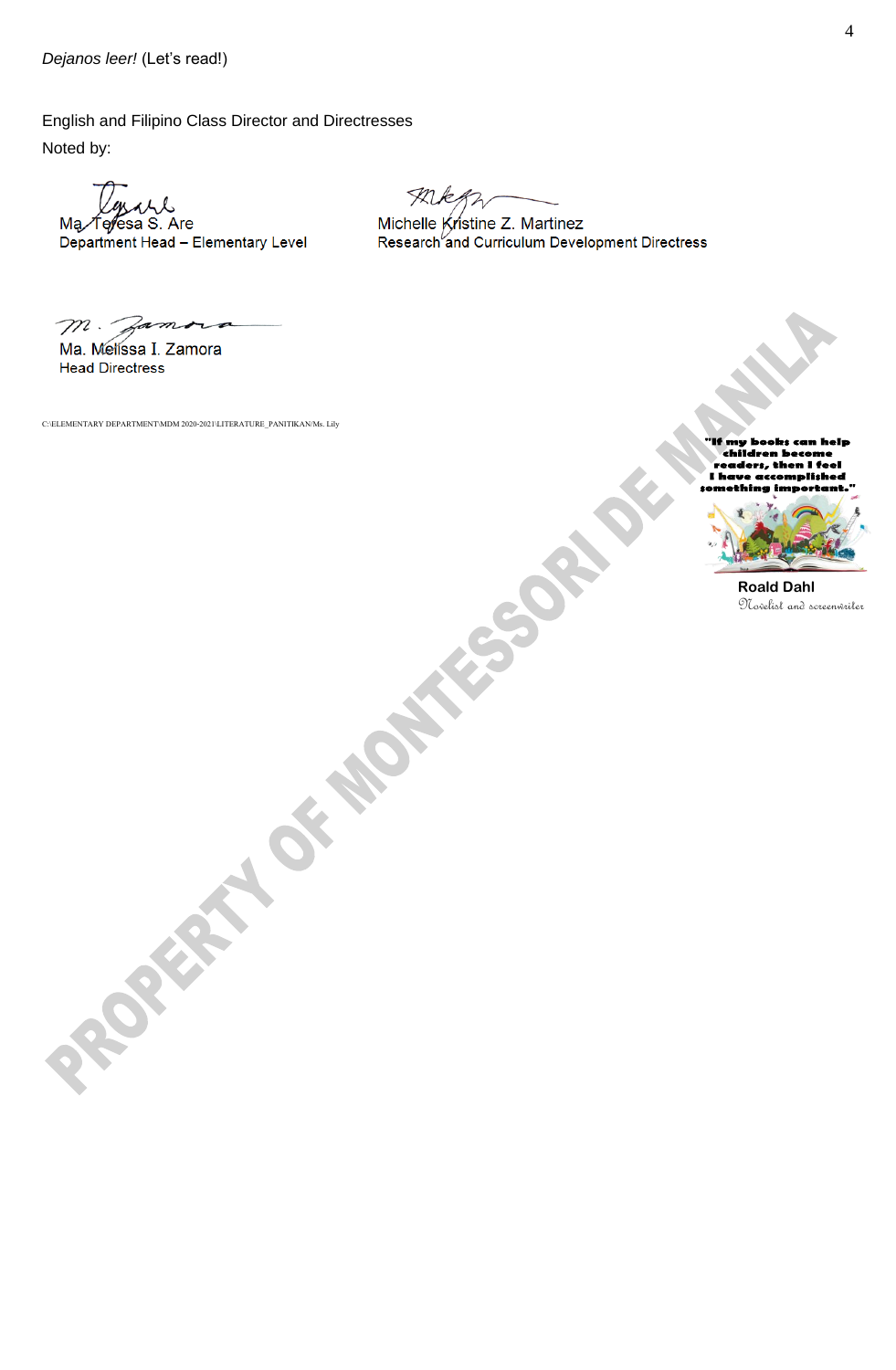*Dejanos leer!* (Let's read!)

English and Filipino Class Director and Directresses

Noted by:

Ma. Teresa S. Are
Department Head – Elementary Level

Michelle Kristine Z. Martinez
Research and Curriculum Development Directress

Ma. Melissa I. Zamora
Head Directress

C:\ELEMENTARY DEPARTMENT\MDM 2020-2021\LITERATURE_PANITIKAN\Ms. Lily

"If my books can help children become readers, then I feel I have accomplished something important."

Roald Dahl
Novelist and screenwriter

PROPERTY OF MONTESSORI DE MANILA